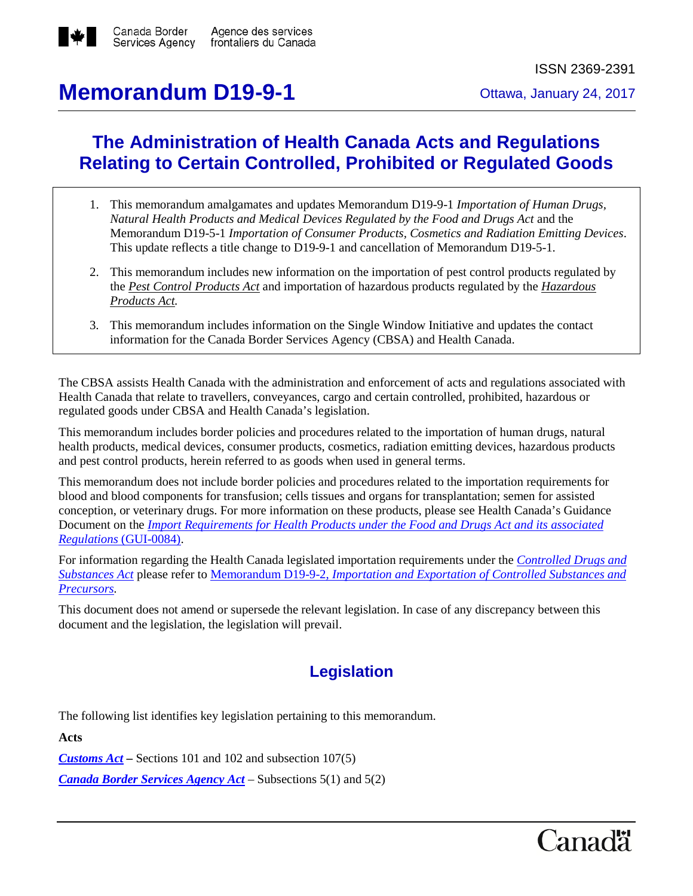Canada Border Services Agency / Agence des services frontaliers du Canada

ISSN 2369-2391

# Memorandum D19-9-1

Ottawa, January 24, 2017

## The Administration of Health Canada Acts and Regulations Relating to Certain Controlled, Prohibited or Regulated Goods

1. This memorandum amalgamates and updates Memorandum D19-9-1 *Importation of Human Drugs, Natural Health Products and Medical Devices Regulated by the Food and Drugs Act* and the Memorandum D19-5-1 *Importation of Consumer Products, Cosmetics and Radiation Emitting Devices*. This update reflects a title change to D19-9-1 and cancellation of Memorandum D19-5-1.
2. This memorandum includes new information on the importation of pest control products regulated by the *Pest Control Products Act* and importation of hazardous products regulated by the *Hazardous Products Act.*
3. This memorandum includes information on the Single Window Initiative and updates the contact information for the Canada Border Services Agency (CBSA) and Health Canada.

The CBSA assists Health Canada with the administration and enforcement of acts and regulations associated with Health Canada that relate to travellers, conveyances, cargo and certain controlled, prohibited, hazardous or regulated goods under CBSA and Health Canada's legislation.

This memorandum includes border policies and procedures related to the importation of human drugs, natural health products, medical devices, consumer products, cosmetics, radiation emitting devices, hazardous products and pest control products, herein referred to as goods when used in general terms.

This memorandum does not include border policies and procedures related to the importation requirements for blood and blood components for transfusion; cells tissues and organs for transplantation; semen for assisted conception, or veterinary drugs. For more information on these products, please see Health Canada's Guidance Document on the *Import Requirements for Health Products under the Food and Drugs Act and its associated Regulations* (GUI-0084).

For information regarding the Health Canada legislated importation requirements under the *Controlled Drugs and Substances Act* please refer to Memorandum D19-9-2, *Importation and Exportation of Controlled Substances and Precursors.*

This document does not amend or supersede the relevant legislation. In case of any discrepancy between this document and the legislation, the legislation will prevail.

## Legislation

The following list identifies key legislation pertaining to this memorandum.

**Acts**

***Customs Act*** **–** Sections 101 and 102 and subsection 107(5)

***Canada Border Services Agency Act*** – Subsections 5(1) and 5(2)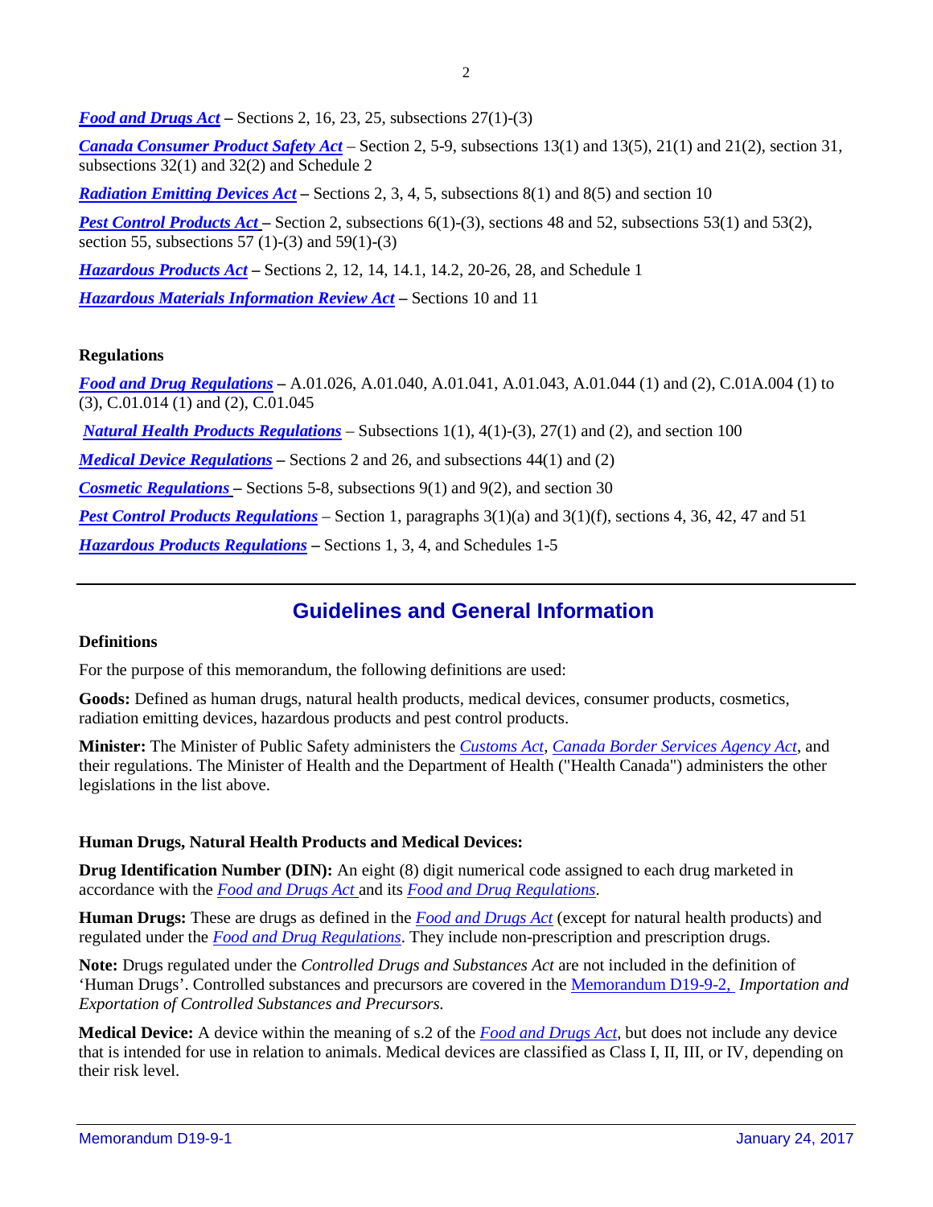***Food and Drugs Act*** **–** Sections 2, 16, 23, 25, subsections 27(1)-(3)

***Canada Consumer Product Safety Act*** – Section 2, 5-9, subsections 13(1) and 13(5), 21(1) and 21(2), section 31, subsections 32(1) and 32(2) and Schedule 2

***Radiation Emitting Devices Act*** **–** Sections 2, 3, 4, 5, subsections 8(1) and 8(5) and section 10

***Pest Control Products Act*** **–** Section 2, subsections 6(1)-(3), sections 48 and 52, subsections 53(1) and 53(2), section 55, subsections 57 (1)-(3) and 59(1)-(3)

***Hazardous Products Act*** **–** Sections 2, 12, 14, 14.1, 14.2, 20-26, 28, and Schedule 1

***Hazardous Materials Information Review Act*** **–** Sections 10 and 11

**Regulations**

***Food and Drug Regulations*** **–** A.01.026, A.01.040, A.01.041, A.01.043, A.01.044 (1) and (2), C.01A.004 (1) to (3), C.01.014 (1) and (2), C.01.045

***Natural Health Products Regulations*** – Subsections 1(1), 4(1)-(3), 27(1) and (2), and section 100

***Medical Device Regulations*** **–** Sections 2 and 26, and subsections 44(1) and (2)

***Cosmetic Regulations*** **–** Sections 5-8, subsections 9(1) and 9(2), and section 30

***Pest Control Products Regulations*** – Section 1, paragraphs 3(1)(a) and 3(1)(f), sections 4, 36, 42, 47 and 51

***Hazardous Products Regulations*** **–** Sections 1, 3, 4, and Schedules 1-5

## Guidelines and General Information

**Definitions**

For the purpose of this memorandum, the following definitions are used:

**Goods:** Defined as human drugs, natural health products, medical devices, consumer products, cosmetics, radiation emitting devices, hazardous products and pest control products.

**Minister:** The Minister of Public Safety administers the *Customs Act*, *Canada Border Services Agency Act*, and their regulations. The Minister of Health and the Department of Health ("Health Canada") administers the other legislations in the list above.

**Human Drugs, Natural Health Products and Medical Devices:**

**Drug Identification Number (DIN):** An eight (8) digit numerical code assigned to each drug marketed in accordance with the *Food and Drugs Act* and its *Food and Drug Regulations*.

**Human Drugs:** These are drugs as defined in the *Food and Drugs Act* (except for natural health products) and regulated under the *Food and Drug Regulations*. They include non-prescription and prescription drugs.

**Note:** Drugs regulated under the *Controlled Drugs and Substances Act* are not included in the definition of 'Human Drugs'. Controlled substances and precursors are covered in the Memorandum D19-9-2, *Importation and Exportation of Controlled Substances and Precursors.*

**Medical Device:** A device within the meaning of s.2 of the *Food and Drugs Act*, but does not include any device that is intended for use in relation to animals. Medical devices are classified as Class I, II, III, or IV, depending on their risk level.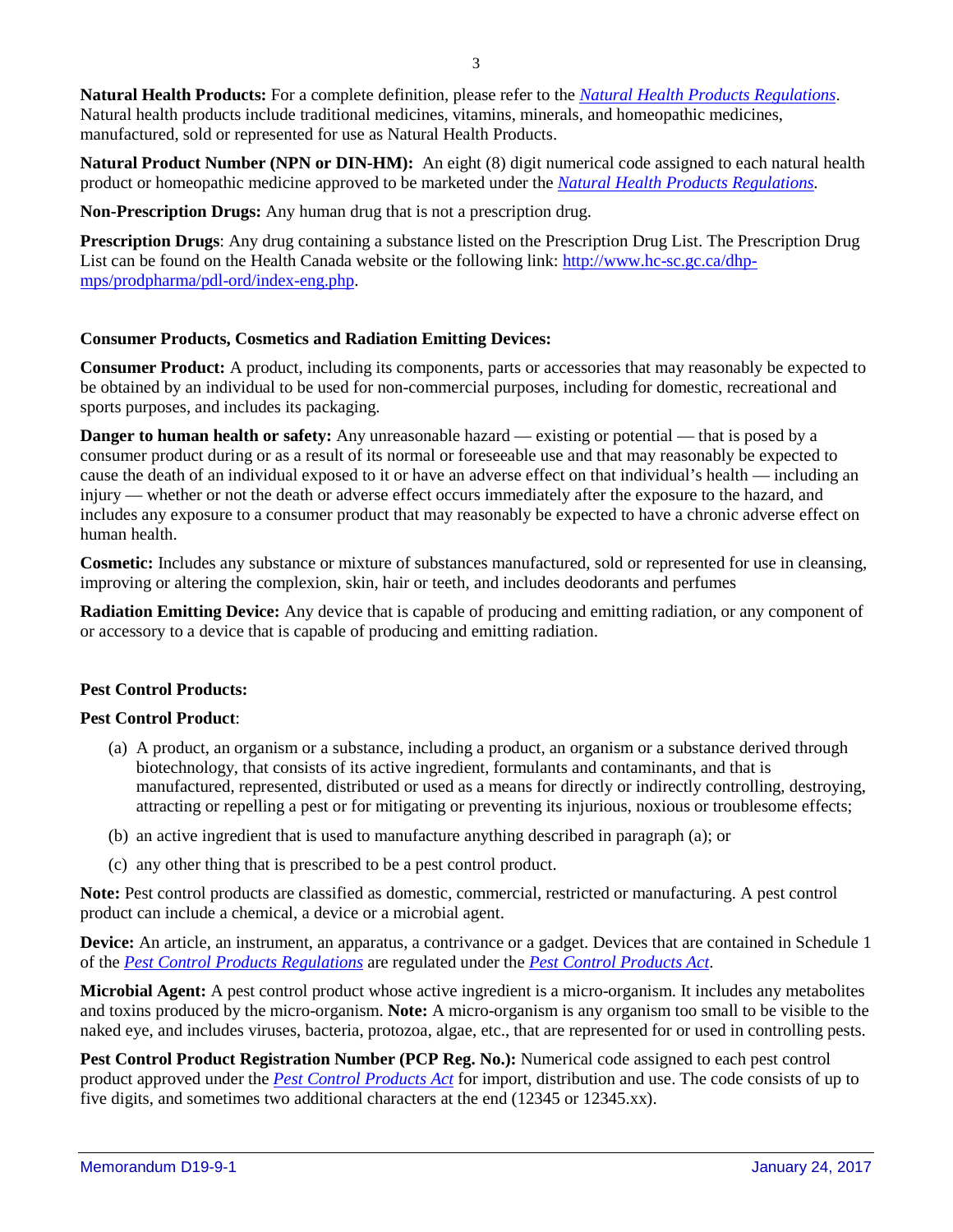**Natural Health Products:** For a complete definition, please refer to the *[Natural Health Products Regulations](#)*. Natural health products include traditional medicines, vitamins, minerals, and homeopathic medicines, manufactured, sold or represented for use as Natural Health Products.

**Natural Product Number (NPN or DIN-HM):** An eight (8) digit numerical code assigned to each natural health product or homeopathic medicine approved to be marketed under the *[Natural Health Products Regulations](#)*.

**Non-Prescription Drugs:** Any human drug that is not a prescription drug.

**Prescription Drugs**: Any drug containing a substance listed on the Prescription Drug List. The Prescription Drug List can be found on the Health Canada website or the following link: [http://www.hc-sc.gc.ca/dhp-mps/prodpharma/pdl-ord/index-eng.php](http://www.hc-sc.gc.ca/dhp-mps/prodpharma/pdl-ord/index-eng.php).

**Consumer Products, Cosmetics and Radiation Emitting Devices:**

**Consumer Product:** A product, including its components, parts or accessories that may reasonably be expected to be obtained by an individual to be used for non-commercial purposes, including for domestic, recreational and sports purposes, and includes its packaging.

**Danger to human health or safety:** Any unreasonable hazard — existing or potential — that is posed by a consumer product during or as a result of its normal or foreseeable use and that may reasonably be expected to cause the death of an individual exposed to it or have an adverse effect on that individual's health — including an injury — whether or not the death or adverse effect occurs immediately after the exposure to the hazard, and includes any exposure to a consumer product that may reasonably be expected to have a chronic adverse effect on human health.

**Cosmetic:** Includes any substance or mixture of substances manufactured, sold or represented for use in cleansing, improving or altering the complexion, skin, hair or teeth, and includes deodorants and perfumes

**Radiation Emitting Device:** Any device that is capable of producing and emitting radiation, or any component of or accessory to a device that is capable of producing and emitting radiation.

**Pest Control Products:**

**Pest Control Product**:

(a) A product, an organism or a substance, including a product, an organism or a substance derived through biotechnology, that consists of its active ingredient, formulants and contaminants, and that is manufactured, represented, distributed or used as a means for directly or indirectly controlling, destroying, attracting or repelling a pest or for mitigating or preventing its injurious, noxious or troublesome effects;

(b) an active ingredient that is used to manufacture anything described in paragraph (a); or

(c) any other thing that is prescribed to be a pest control product.

**Note:** Pest control products are classified as domestic, commercial, restricted or manufacturing. A pest control product can include a chemical, a device or a microbial agent.

**Device:** An article, an instrument, an apparatus, a contrivance or a gadget. Devices that are contained in Schedule 1 of the *[Pest Control Products Regulations](#)* are regulated under the *[Pest Control Products Act](#)*.

**Microbial Agent:** A pest control product whose active ingredient is a micro-organism. It includes any metabolites and toxins produced by the micro-organism. **Note:** A micro-organism is any organism too small to be visible to the naked eye, and includes viruses, bacteria, protozoa, algae, etc., that are represented for or used in controlling pests.

**Pest Control Product Registration Number (PCP Reg. No.):** Numerical code assigned to each pest control product approved under the *[Pest Control Products Act](#)* for import, distribution and use. The code consists of up to five digits, and sometimes two additional characters at the end (12345 or 12345.xx).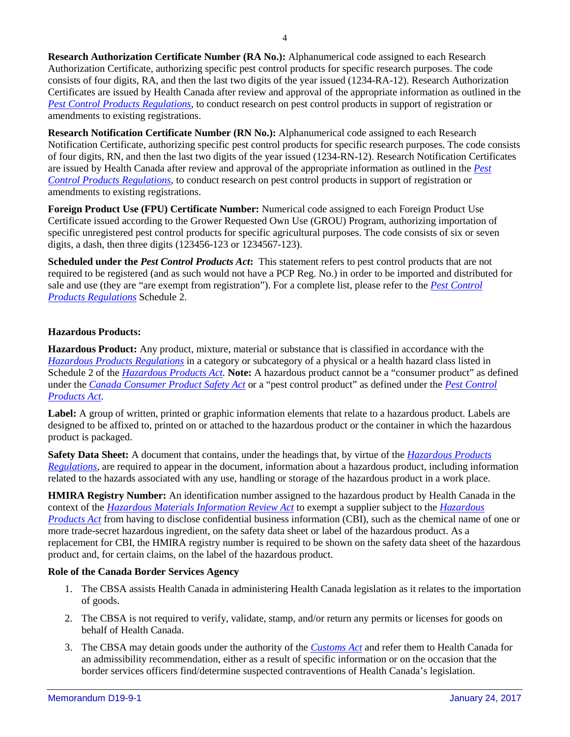**Research Authorization Certificate Number (RA No.):** Alphanumerical code assigned to each Research Authorization Certificate, authorizing specific pest control products for specific research purposes. The code consists of four digits, RA, and then the last two digits of the year issued (1234-RA-12). Research Authorization Certificates are issued by Health Canada after review and approval of the appropriate information as outlined in the *Pest Control Products Regulations*, to conduct research on pest control products in support of registration or amendments to existing registrations.

**Research Notification Certificate Number (RN No.):** Alphanumerical code assigned to each Research Notification Certificate, authorizing specific pest control products for specific research purposes. The code consists of four digits, RN, and then the last two digits of the year issued (1234-RN-12). Research Notification Certificates are issued by Health Canada after review and approval of the appropriate information as outlined in the *Pest Control Products Regulations*, to conduct research on pest control products in support of registration or amendments to existing registrations.

**Foreign Product Use (FPU) Certificate Number:** Numerical code assigned to each Foreign Product Use Certificate issued according to the Grower Requested Own Use (GROU) Program, authorizing importation of specific unregistered pest control products for specific agricultural purposes. The code consists of six or seven digits, a dash, then three digits (123456-123 or 1234567-123).

**Scheduled under the *Pest Control Products Act*:** This statement refers to pest control products that are not required to be registered (and as such would not have a PCP Reg. No.) in order to be imported and distributed for sale and use (they are "are exempt from registration"). For a complete list, please refer to the *Pest Control Products Regulations* Schedule 2.

**Hazardous Products:**

**Hazardous Product:** Any product, mixture, material or substance that is classified in accordance with the *Hazardous Products Regulations* in a category or subcategory of a physical or a health hazard class listed in Schedule 2 of the *Hazardous Products Act*. **Note:** A hazardous product cannot be a "consumer product" as defined under the *Canada Consumer Product Safety Act* or a "pest control product" as defined under the *Pest Control Products Act*.

**Label:** A group of written, printed or graphic information elements that relate to a hazardous product. Labels are designed to be affixed to, printed on or attached to the hazardous product or the container in which the hazardous product is packaged.

**Safety Data Sheet:** A document that contains, under the headings that, by virtue of the *Hazardous Products Regulations*, are required to appear in the document, information about a hazardous product, including information related to the hazards associated with any use, handling or storage of the hazardous product in a work place.

**HMIRA Registry Number:** An identification number assigned to the hazardous product by Health Canada in the context of the *Hazardous Materials Information Review Act* to exempt a supplier subject to the *Hazardous Products Act* from having to disclose confidential business information (CBI), such as the chemical name of one or more trade-secret hazardous ingredient, on the safety data sheet or label of the hazardous product. As a replacement for CBI, the HMIRA registry number is required to be shown on the safety data sheet of the hazardous product and, for certain claims, on the label of the hazardous product.

**Role of the Canada Border Services Agency**

1. The CBSA assists Health Canada in administering Health Canada legislation as it relates to the importation of goods.
2. The CBSA is not required to verify, validate, stamp, and/or return any permits or licenses for goods on behalf of Health Canada.
3. The CBSA may detain goods under the authority of the *Customs Act* and refer them to Health Canada for an admissibility recommendation, either as a result of specific information or on the occasion that the border services officers find/determine suspected contraventions of Health Canada's legislation.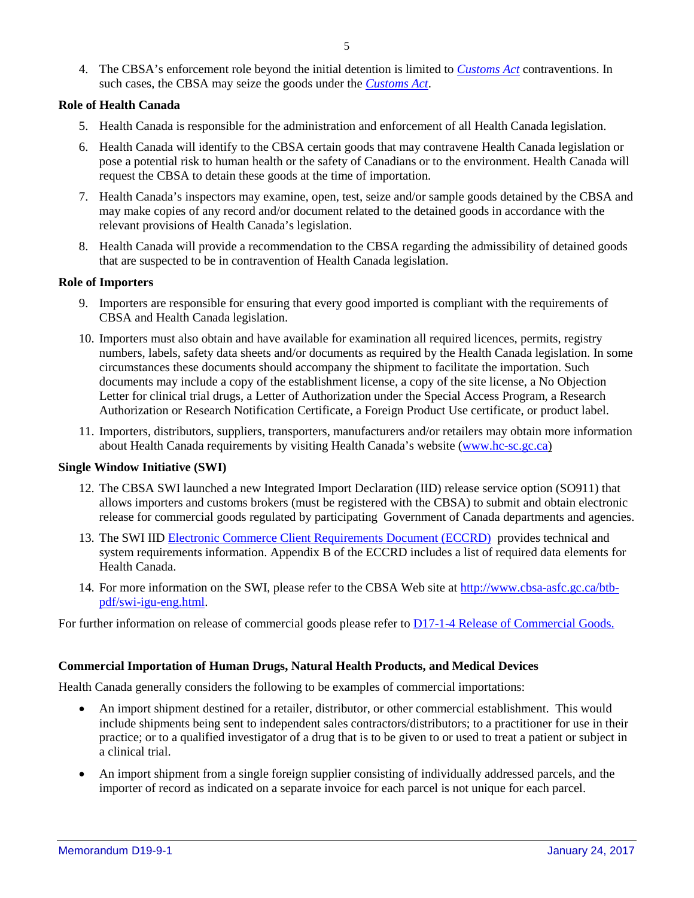4. The CBSA's enforcement role beyond the initial detention is limited to [*Customs Act*](#) contraventions. In such cases, the CBSA may seize the goods under the [*Customs Act*](#).

**Role of Health Canada**

5. Health Canada is responsible for the administration and enforcement of all Health Canada legislation.
6. Health Canada will identify to the CBSA certain goods that may contravene Health Canada legislation or pose a potential risk to human health or the safety of Canadians or to the environment. Health Canada will request the CBSA to detain these goods at the time of importation.
7. Health Canada's inspectors may examine, open, test, seize and/or sample goods detained by the CBSA and may make copies of any record and/or document related to the detained goods in accordance with the relevant provisions of Health Canada's legislation.
8. Health Canada will provide a recommendation to the CBSA regarding the admissibility of detained goods that are suspected to be in contravention of Health Canada legislation.

**Role of Importers**

9. Importers are responsible for ensuring that every good imported is compliant with the requirements of CBSA and Health Canada legislation.
10. Importers must also obtain and have available for examination all required licences, permits, registry numbers, labels, safety data sheets and/or documents as required by the Health Canada legislation. In some circumstances these documents should accompany the shipment to facilitate the importation. Such documents may include a copy of the establishment license, a copy of the site license, a No Objection Letter for clinical trial drugs, a Letter of Authorization under the Special Access Program, a Research Authorization or Research Notification Certificate, a Foreign Product Use certificate, or product label.
11. Importers, distributors, suppliers, transporters, manufacturers and/or retailers may obtain more information about Health Canada requirements by visiting Health Canada's website (www.hc-sc.gc.ca)

**Single Window Initiative (SWI)**

12. The CBSA SWI launched a new Integrated Import Declaration (IID) release service option (SO911) that allows importers and customs brokers (must be registered with the CBSA) to submit and obtain electronic release for commercial goods regulated by participating Government of Canada departments and agencies.
13. The SWI IID Electronic Commerce Client Requirements Document (ECCRD) provides technical and system requirements information. Appendix B of the ECCRD includes a list of required data elements for Health Canada.
14. For more information on the SWI, please refer to the CBSA Web site at http://www.cbsa-asfc.gc.ca/btb-pdf/swi-igu-eng.html.

For further information on release of commercial goods please refer to D17-1-4 Release of Commercial Goods.

**Commercial Importation of Human Drugs, Natural Health Products, and Medical Devices**

Health Canada generally considers the following to be examples of commercial importations:

- An import shipment destined for a retailer, distributor, or other commercial establishment. This would include shipments being sent to independent sales contractors/distributors; to a practitioner for use in their practice; or to a qualified investigator of a drug that is to be given to or used to treat a patient or subject in a clinical trial.
- An import shipment from a single foreign supplier consisting of individually addressed parcels, and the importer of record as indicated on a separate invoice for each parcel is not unique for each parcel.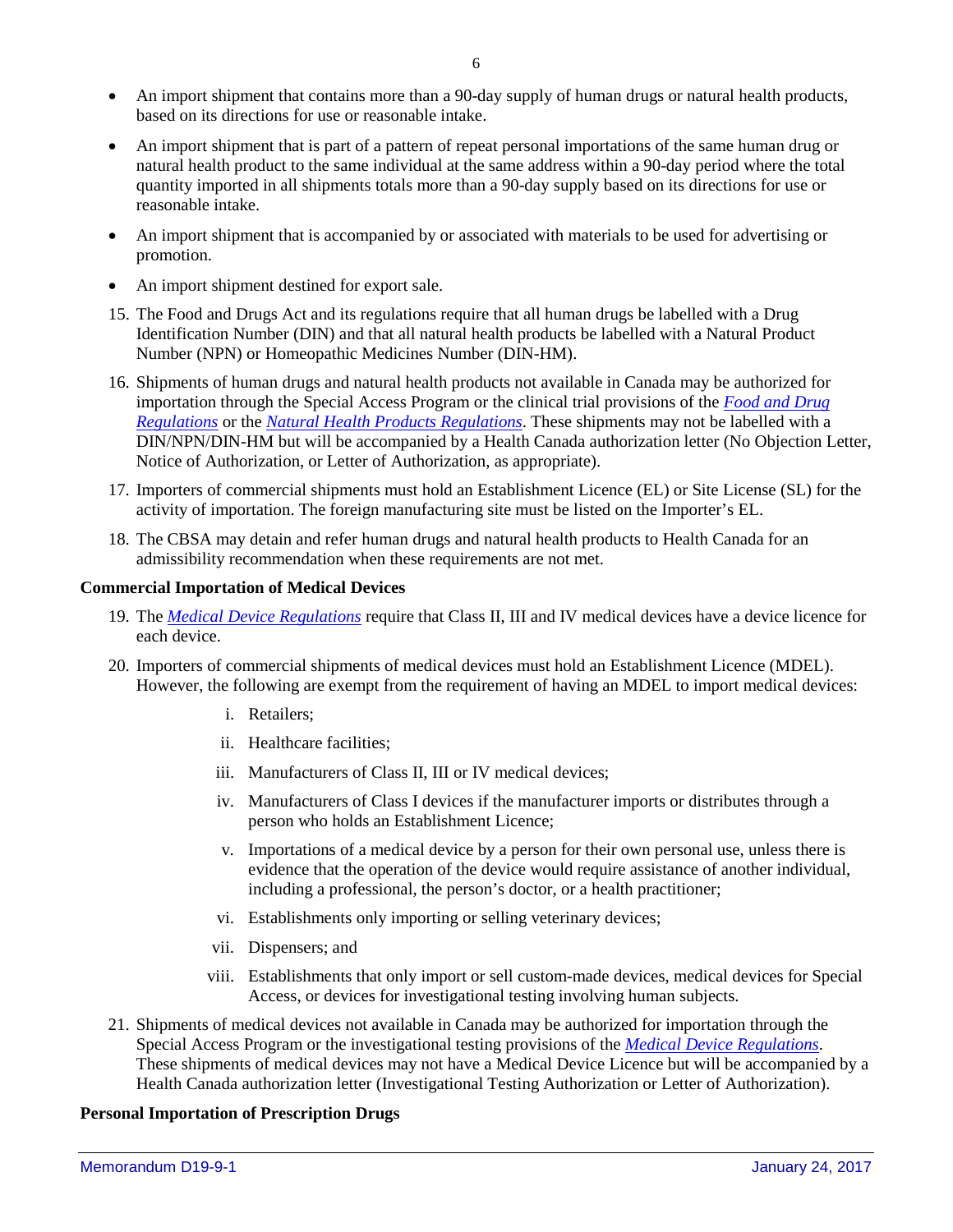- An import shipment that contains more than a 90-day supply of human drugs or natural health products, based on its directions for use or reasonable intake.
- An import shipment that is part of a pattern of repeat personal importations of the same human drug or natural health product to the same individual at the same address within a 90-day period where the total quantity imported in all shipments totals more than a 90-day supply based on its directions for use or reasonable intake.
- An import shipment that is accompanied by or associated with materials to be used for advertising or promotion.
- An import shipment destined for export sale.

15. The Food and Drugs Act and its regulations require that all human drugs be labelled with a Drug Identification Number (DIN) and that all natural health products be labelled with a Natural Product Number (NPN) or Homeopathic Medicines Number (DIN-HM).
16. Shipments of human drugs and natural health products not available in Canada may be authorized for importation through the Special Access Program or the clinical trial provisions of the *Food and Drug Regulations* or the *Natural Health Products Regulations*. These shipments may not be labelled with a DIN/NPN/DIN-HM but will be accompanied by a Health Canada authorization letter (No Objection Letter, Notice of Authorization, or Letter of Authorization, as appropriate).
17. Importers of commercial shipments must hold an Establishment Licence (EL) or Site License (SL) for the activity of importation. The foreign manufacturing site must be listed on the Importer's EL.
18. The CBSA may detain and refer human drugs and natural health products to Health Canada for an admissibility recommendation when these requirements are not met.

**Commercial Importation of Medical Devices**

19. The *Medical Device Regulations* require that Class II, III and IV medical devices have a device licence for each device.
20. Importers of commercial shipments of medical devices must hold an Establishment Licence (MDEL). However, the following are exempt from the requirement of having an MDEL to import medical devices:
    1. Retailers;
    2. Healthcare facilities;
    3. Manufacturers of Class II, III or IV medical devices;
    4. Manufacturers of Class I devices if the manufacturer imports or distributes through a person who holds an Establishment Licence;
    5. Importations of a medical device by a person for their own personal use, unless there is evidence that the operation of the device would require assistance of another individual, including a professional, the person's doctor, or a health practitioner;
    6. Establishments only importing or selling veterinary devices;
    7. Dispensers; and
    8. Establishments that only import or sell custom-made devices, medical devices for Special Access, or devices for investigational testing involving human subjects.
21. Shipments of medical devices not available in Canada may be authorized for importation through the Special Access Program or the investigational testing provisions of the *Medical Device Regulations*. These shipments of medical devices may not have a Medical Device Licence but will be accompanied by a Health Canada authorization letter (Investigational Testing Authorization or Letter of Authorization).

**Personal Importation of Prescription Drugs**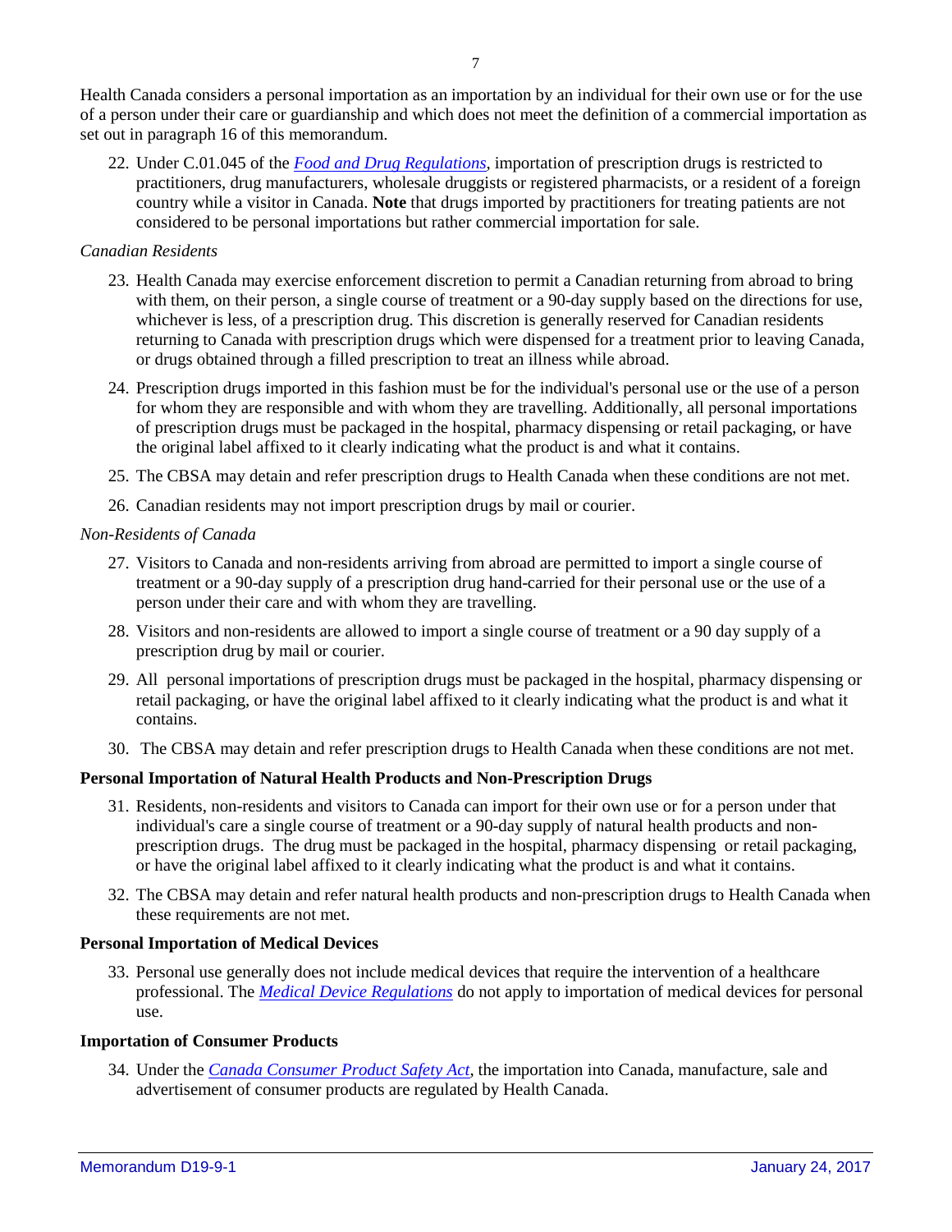Health Canada considers a personal importation as an importation by an individual for their own use or for the use of a person under their care or guardianship and which does not meet the definition of a commercial importation as set out in paragraph 16 of this memorandum.

22. Under C.01.045 of the *Food and Drug Regulations*, importation of prescription drugs is restricted to practitioners, drug manufacturers, wholesale druggists or registered pharmacists, or a resident of a foreign country while a visitor in Canada. **Note** that drugs imported by practitioners for treating patients are not considered to be personal importations but rather commercial importation for sale.

*Canadian Residents*

23. Health Canada may exercise enforcement discretion to permit a Canadian returning from abroad to bring with them, on their person, a single course of treatment or a 90-day supply based on the directions for use, whichever is less, of a prescription drug. This discretion is generally reserved for Canadian residents returning to Canada with prescription drugs which were dispensed for a treatment prior to leaving Canada, or drugs obtained through a filled prescription to treat an illness while abroad.
24. Prescription drugs imported in this fashion must be for the individual's personal use or the use of a person for whom they are responsible and with whom they are travelling. Additionally, all personal importations of prescription drugs must be packaged in the hospital, pharmacy dispensing or retail packaging, or have the original label affixed to it clearly indicating what the product is and what it contains.
25. The CBSA may detain and refer prescription drugs to Health Canada when these conditions are not met.
26. Canadian residents may not import prescription drugs by mail or courier.

*Non-Residents of Canada*

27. Visitors to Canada and non-residents arriving from abroad are permitted to import a single course of treatment or a 90-day supply of a prescription drug hand-carried for their personal use or the use of a person under their care and with whom they are travelling.
28. Visitors and non-residents are allowed to import a single course of treatment or a 90 day supply of a prescription drug by mail or courier.
29. All personal importations of prescription drugs must be packaged in the hospital, pharmacy dispensing or retail packaging, or have the original label affixed to it clearly indicating what the product is and what it contains.
30. The CBSA may detain and refer prescription drugs to Health Canada when these conditions are not met.

**Personal Importation of Natural Health Products and Non-Prescription Drugs**

31. Residents, non-residents and visitors to Canada can import for their own use or for a person under that individual's care a single course of treatment or a 90-day supply of natural health products and non-prescription drugs. The drug must be packaged in the hospital, pharmacy dispensing or retail packaging, or have the original label affixed to it clearly indicating what the product is and what it contains.
32. The CBSA may detain and refer natural health products and non-prescription drugs to Health Canada when these requirements are not met.

**Personal Importation of Medical Devices**

33. Personal use generally does not include medical devices that require the intervention of a healthcare professional. The *Medical Device Regulations* do not apply to importation of medical devices for personal use.

**Importation of Consumer Products**

34. Under the *Canada Consumer Product Safety Act*, the importation into Canada, manufacture, sale and advertisement of consumer products are regulated by Health Canada.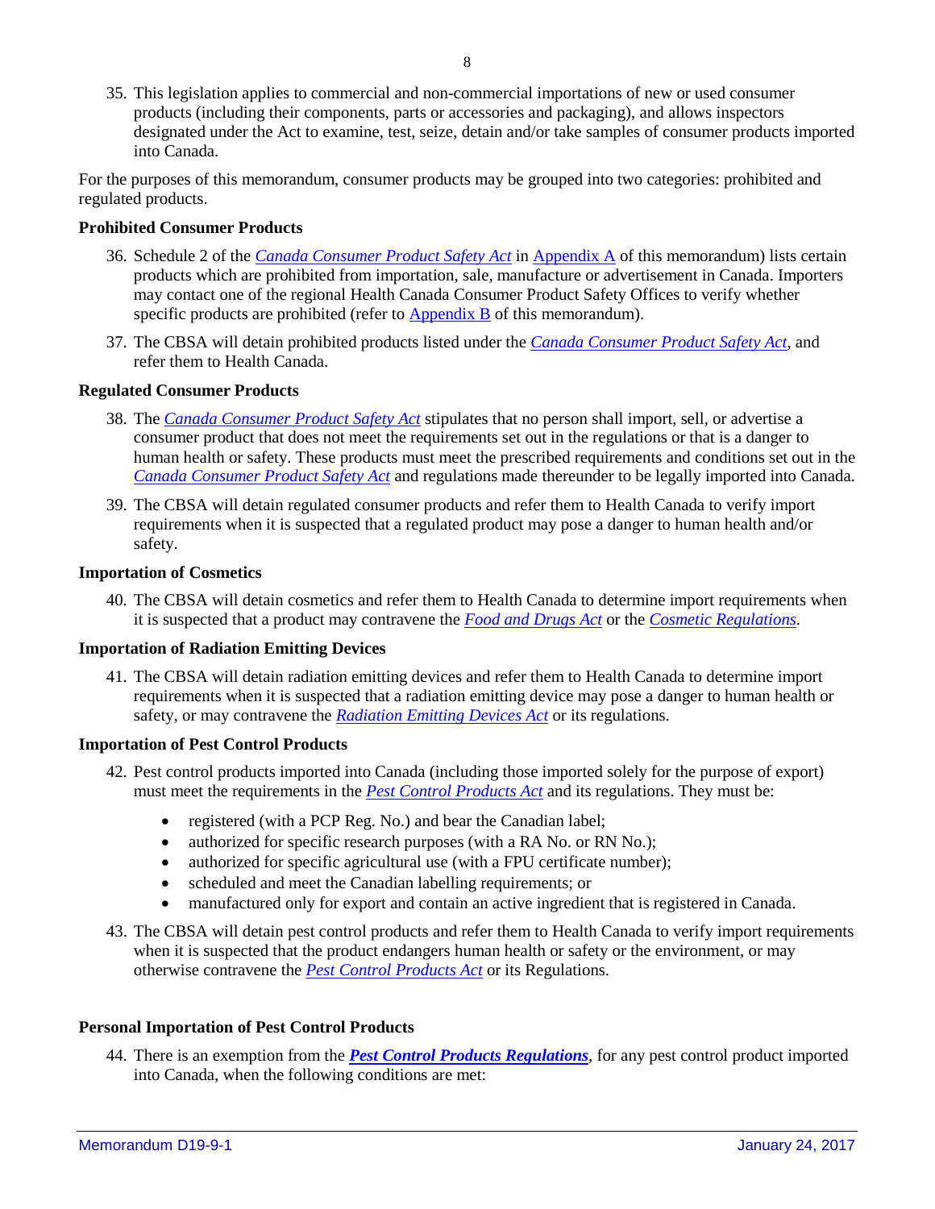35. This legislation applies to commercial and non-commercial importations of new or used consumer products (including their components, parts or accessories and packaging), and allows inspectors designated under the Act to examine, test, seize, detain and/or take samples of consumer products imported into Canada.

For the purposes of this memorandum, consumer products may be grouped into two categories: prohibited and regulated products.

**Prohibited Consumer Products**

36. Schedule 2 of the *Canada Consumer Product Safety Act* in Appendix A of this memorandum) lists certain products which are prohibited from importation, sale, manufacture or advertisement in Canada. Importers may contact one of the regional Health Canada Consumer Product Safety Offices to verify whether specific products are prohibited (refer to Appendix B of this memorandum).

37. The CBSA will detain prohibited products listed under the *Canada Consumer Product Safety Act*, and refer them to Health Canada.

**Regulated Consumer Products**

38. The *Canada Consumer Product Safety Act* stipulates that no person shall import, sell, or advertise a consumer product that does not meet the requirements set out in the regulations or that is a danger to human health or safety. These products must meet the prescribed requirements and conditions set out in the *Canada Consumer Product Safety Act* and regulations made thereunder to be legally imported into Canada.

39. The CBSA will detain regulated consumer products and refer them to Health Canada to verify import requirements when it is suspected that a regulated product may pose a danger to human health and/or safety.

**Importation of Cosmetics**

40. The CBSA will detain cosmetics and refer them to Health Canada to determine import requirements when it is suspected that a product may contravene the *Food and Drugs Act* or the *Cosmetic Regulations*.

**Importation of Radiation Emitting Devices**

41. The CBSA will detain radiation emitting devices and refer them to Health Canada to determine import requirements when it is suspected that a radiation emitting device may pose a danger to human health or safety, or may contravene the *Radiation Emitting Devices Act* or its regulations.

**Importation of Pest Control Products**

42. Pest control products imported into Canada (including those imported solely for the purpose of export) must meet the requirements in the *Pest Control Products Act* and its regulations. They must be:

    - registered (with a PCP Reg. No.) and bear the Canadian label;
    - authorized for specific research purposes (with a RA No. or RN No.);
    - authorized for specific agricultural use (with a FPU certificate number);
    - scheduled and meet the Canadian labelling requirements; or
    - manufactured only for export and contain an active ingredient that is registered in Canada.

43. The CBSA will detain pest control products and refer them to Health Canada to verify import requirements when it is suspected that the product endangers human health or safety or the environment, or may otherwise contravene the *Pest Control Products Act* or its Regulations.

**Personal Importation of Pest Control Products**

44. There is an exemption from the ***Pest Control Products Regulations***, for any pest control product imported into Canada, when the following conditions are met: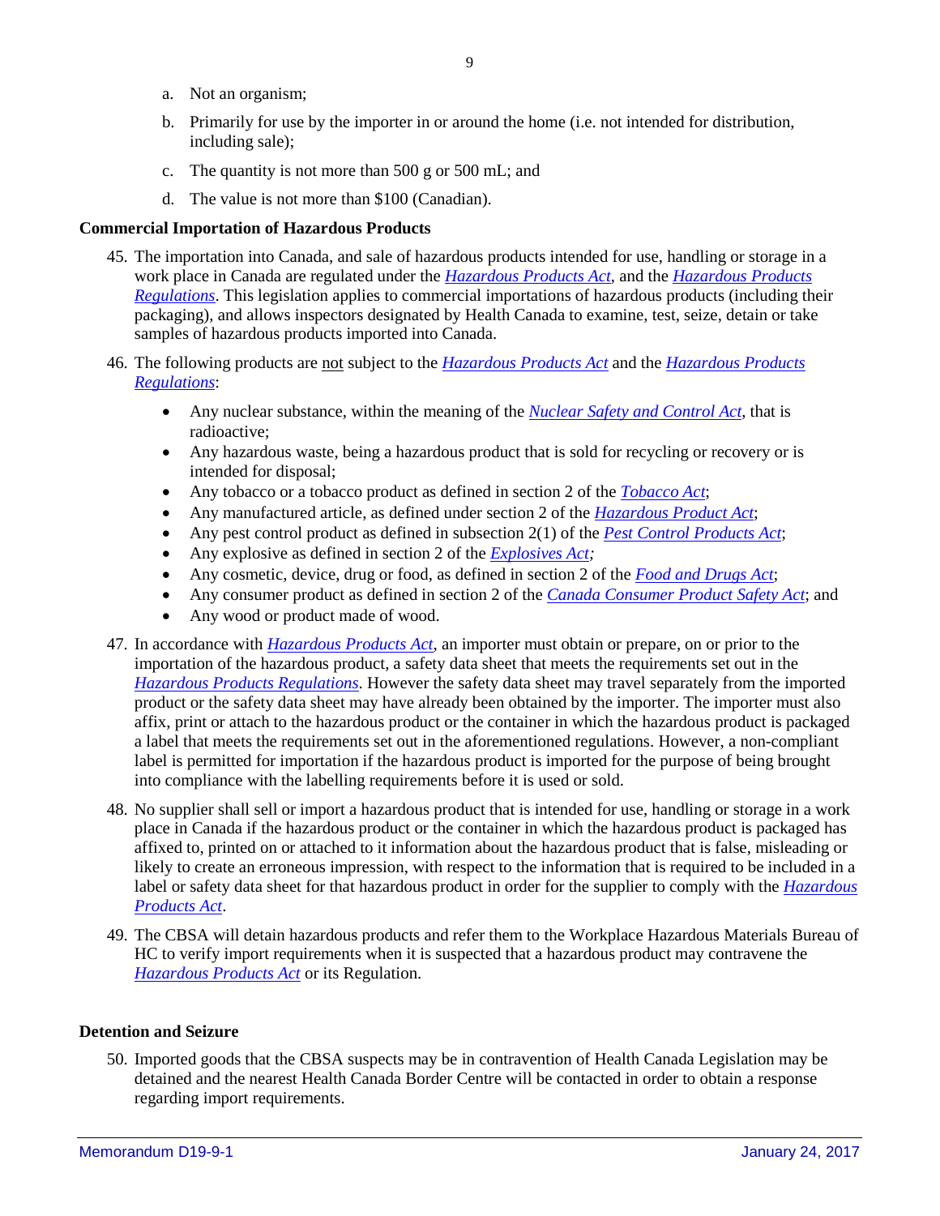a. Not an organism;

b. Primarily for use by the importer in or around the home (i.e. not intended for distribution, including sale);

c. The quantity is not more than 500 g or 500 mL; and

d. The value is not more than $100 (Canadian).

**Commercial Importation of Hazardous Products**

45. The importation into Canada, and sale of hazardous products intended for use, handling or storage in a work place in Canada are regulated under the *Hazardous Products Act*, and the *Hazardous Products Regulations*. This legislation applies to commercial importations of hazardous products (including their packaging), and allows inspectors designated by Health Canada to examine, test, seize, detain or take samples of hazardous products imported into Canada.

46. The following products are not subject to the *Hazardous Products Act* and the *Hazardous Products Regulations*:

    - Any nuclear substance, within the meaning of the *Nuclear Safety and Control Act*, that is radioactive;
    - Any hazardous waste, being a hazardous product that is sold for recycling or recovery or is intended for disposal;
    - Any tobacco or a tobacco product as defined in section 2 of the *Tobacco Act*;
    - Any manufactured article, as defined under section 2 of the *Hazardous Product Act*;
    - Any pest control product as defined in subsection 2(1) of the *Pest Control Products Act*;
    - Any explosive as defined in section 2 of the *Explosives Act;*
    - Any cosmetic, device, drug or food, as defined in section 2 of the *Food and Drugs Act*;
    - Any consumer product as defined in section 2 of the *Canada Consumer Product Safety Act*; and
    - Any wood or product made of wood.

47. In accordance with *Hazardous Products Act*, an importer must obtain or prepare, on or prior to the importation of the hazardous product, a safety data sheet that meets the requirements set out in the *Hazardous Products Regulations*. However the safety data sheet may travel separately from the imported product or the safety data sheet may have already been obtained by the importer. The importer must also affix, print or attach to the hazardous product or the container in which the hazardous product is packaged a label that meets the requirements set out in the aforementioned regulations. However, a non-compliant label is permitted for importation if the hazardous product is imported for the purpose of being brought into compliance with the labelling requirements before it is used or sold.

48. No supplier shall sell or import a hazardous product that is intended for use, handling or storage in a work place in Canada if the hazardous product or the container in which the hazardous product is packaged has affixed to, printed on or attached to it information about the hazardous product that is false, misleading or likely to create an erroneous impression, with respect to the information that is required to be included in a label or safety data sheet for that hazardous product in order for the supplier to comply with the *Hazardous Products Act*.

49. The CBSA will detain hazardous products and refer them to the Workplace Hazardous Materials Bureau of HC to verify import requirements when it is suspected that a hazardous product may contravene the *Hazardous Products Act* or its Regulation.

**Detention and Seizure**

50. Imported goods that the CBSA suspects may be in contravention of Health Canada Legislation may be detained and the nearest Health Canada Border Centre will be contacted in order to obtain a response regarding import requirements.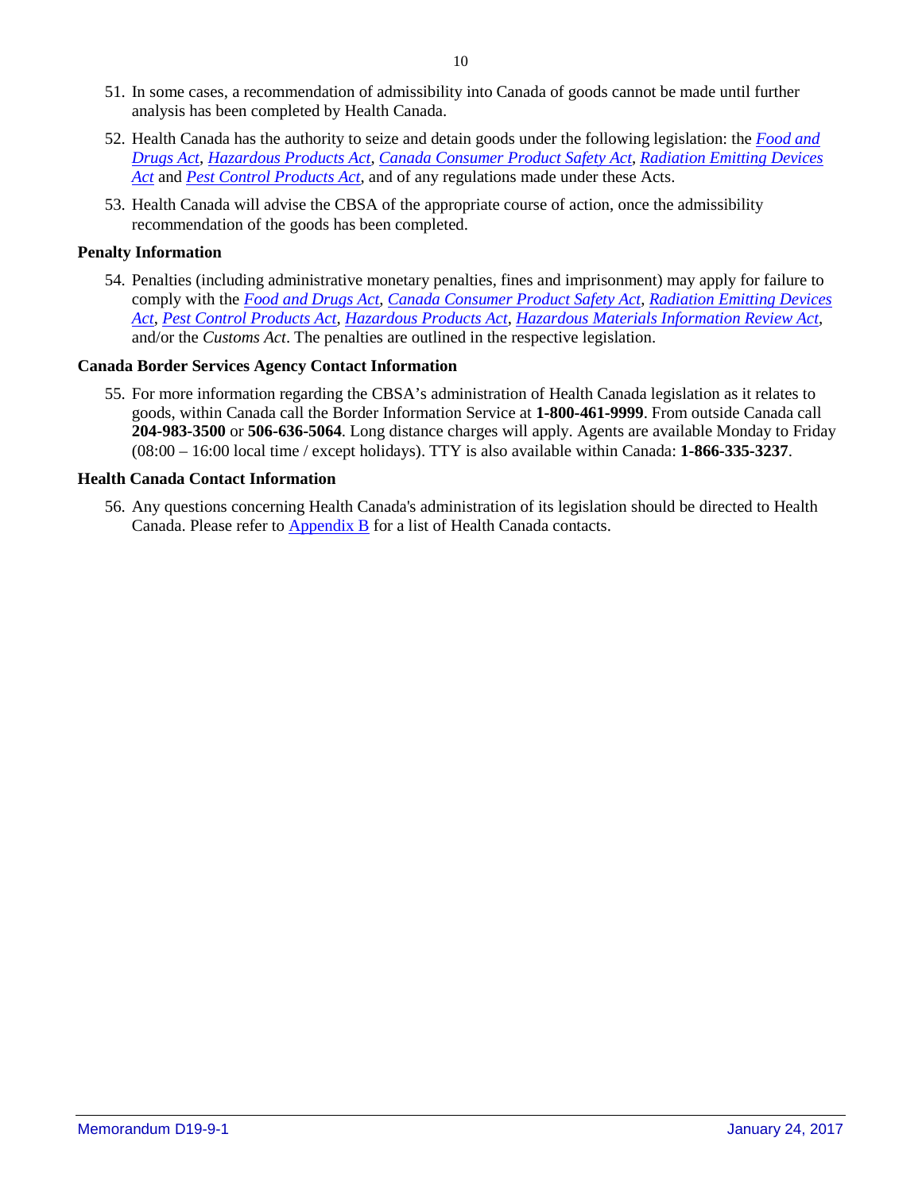51. In some cases, a recommendation of admissibility into Canada of goods cannot be made until further analysis has been completed by Health Canada.

52. Health Canada has the authority to seize and detain goods under the following legislation: the *Food and Drugs Act*, *Hazardous Products Act*, *Canada Consumer Product Safety Act*, *Radiation Emitting Devices Act* and *Pest Control Products Act*, and of any regulations made under these Acts.

53. Health Canada will advise the CBSA of the appropriate course of action, once the admissibility recommendation of the goods has been completed.

**Penalty Information**

54. Penalties (including administrative monetary penalties, fines and imprisonment) may apply for failure to comply with the *Food and Drugs Act*, *Canada Consumer Product Safety Act*, *Radiation Emitting Devices Act*, *Pest Control Products Act*, *Hazardous Products Act*, *Hazardous Materials Information Review Act*, and/or the *Customs Act*. The penalties are outlined in the respective legislation.

**Canada Border Services Agency Contact Information**

55. For more information regarding the CBSA's administration of Health Canada legislation as it relates to goods, within Canada call the Border Information Service at **1-800-461-9999**. From outside Canada call **204-983-3500** or **506-636-5064**. Long distance charges will apply. Agents are available Monday to Friday (08:00 – 16:00 local time / except holidays). TTY is also available within Canada: **1-866-335-3237**.

**Health Canada Contact Information**

56. Any questions concerning Health Canada's administration of its legislation should be directed to Health Canada. Please refer to Appendix B for a list of Health Canada contacts.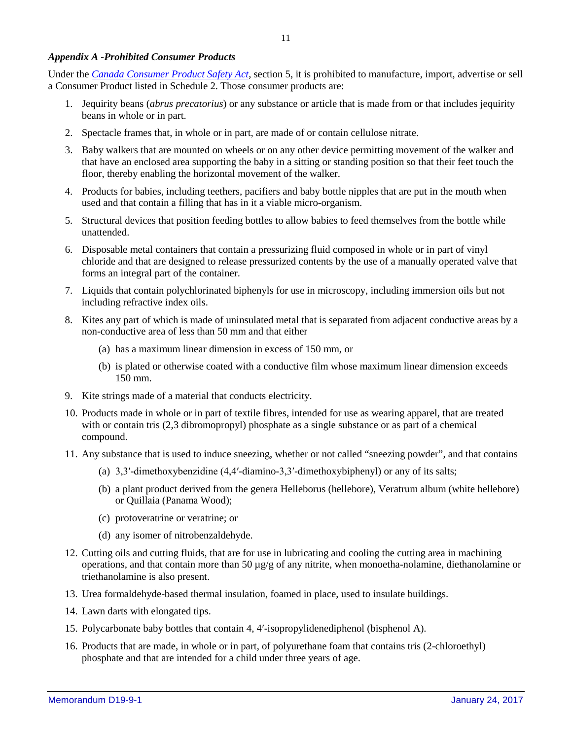*Appendix A -Prohibited Consumer Products*

Under the *Canada Consumer Product Safety Act*, section 5, it is prohibited to manufacture, import, advertise or sell a Consumer Product listed in Schedule 2. Those consumer products are:

1. Jequirity beans (*abrus precatorius*) or any substance or article that is made from or that includes jequirity beans in whole or in part.
2. Spectacle frames that, in whole or in part, are made of or contain cellulose nitrate.
3. Baby walkers that are mounted on wheels or on any other device permitting movement of the walker and that have an enclosed area supporting the baby in a sitting or standing position so that their feet touch the floor, thereby enabling the horizontal movement of the walker.
4. Products for babies, including teethers, pacifiers and baby bottle nipples that are put in the mouth when used and that contain a filling that has in it a viable micro-organism.
5. Structural devices that position feeding bottles to allow babies to feed themselves from the bottle while unattended.
6. Disposable metal containers that contain a pressurizing fluid composed in whole or in part of vinyl chloride and that are designed to release pressurized contents by the use of a manually operated valve that forms an integral part of the container.
7. Liquids that contain polychlorinated biphenyls for use in microscopy, including immersion oils but not including refractive index oils.
8. Kites any part of which is made of uninsulated metal that is separated from adjacent conductive areas by a non-conductive area of less than 50 mm and that either
   (a) has a maximum linear dimension in excess of 150 mm, or
   (b) is plated or otherwise coated with a conductive film whose maximum linear dimension exceeds 150 mm.
9. Kite strings made of a material that conducts electricity.
10. Products made in whole or in part of textile fibres, intended for use as wearing apparel, that are treated with or contain tris (2,3 dibromopropyl) phosphate as a single substance or as part of a chemical compound.
11. Any substance that is used to induce sneezing, whether or not called “sneezing powder”, and that contains
    (a) 3,3′-dimethoxybenzidine (4,4′-diamino-3,3′-dimethoxybiphenyl) or any of its salts;
    (b) a plant product derived from the genera Helleborus (hellebore), Veratrum album (white hellebore) or Quillaia (Panama Wood);
    (c) protoveratrine or veratrine; or
    (d) any isomer of nitrobenzaldehyde.
12. Cutting oils and cutting fluids, that are for use in lubricating and cooling the cutting area in machining operations, and that contain more than 50 µg/g of any nitrite, when monoetha-nolamine, diethanolamine or triethanolamine is also present.
13. Urea formaldehyde-based thermal insulation, foamed in place, used to insulate buildings.
14. Lawn darts with elongated tips.
15. Polycarbonate baby bottles that contain 4, 4′-isopropylidenediphenol (bisphenol A).
16. Products that are made, in whole or in part, of polyurethane foam that contains tris (2-chloroethyl) phosphate and that are intended for a child under three years of age.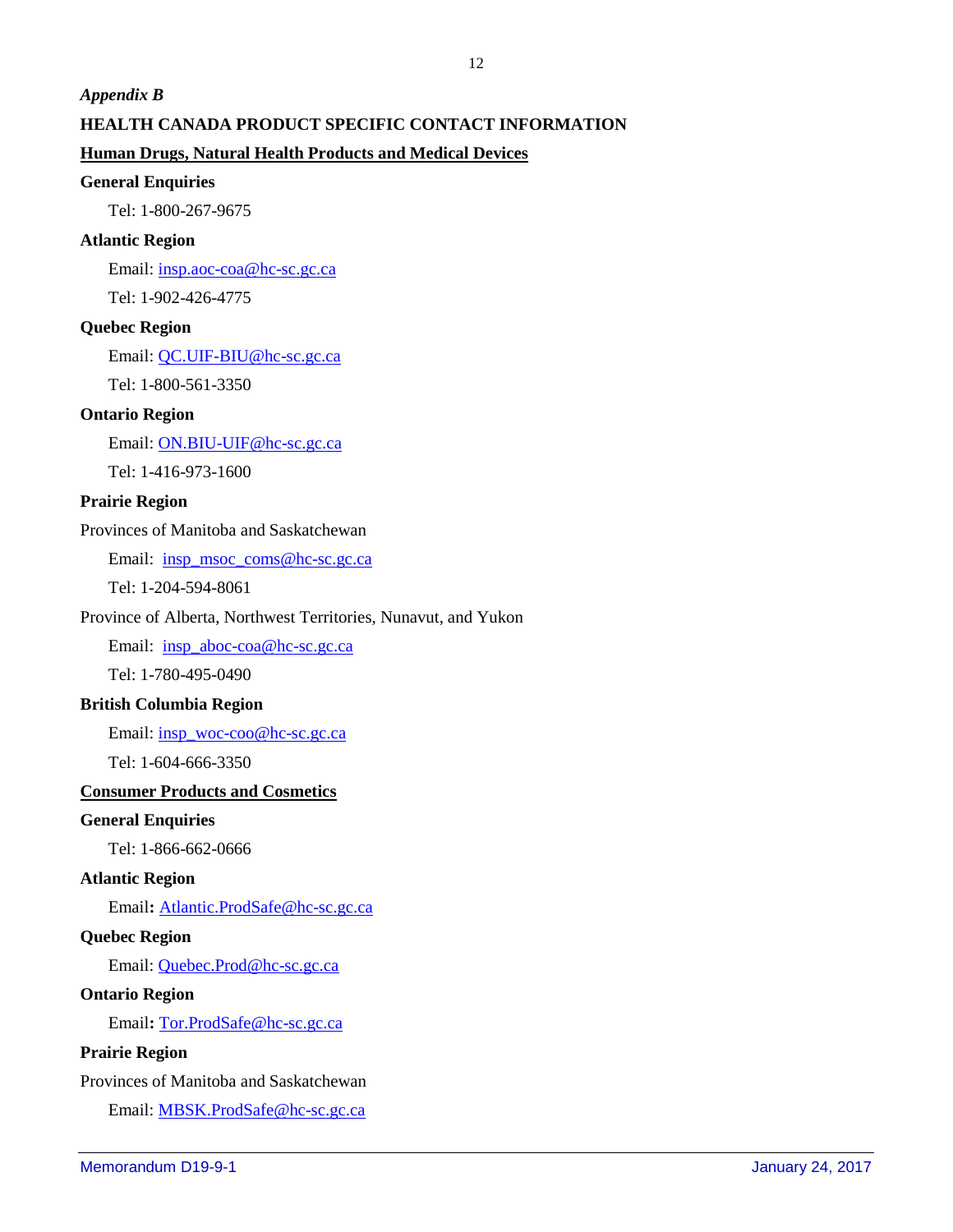*Appendix B*

**HEALTH CANADA PRODUCT SPECIFIC CONTACT INFORMATION**

**Human Drugs, Natural Health Products and Medical Devices**

**General Enquiries**

Tel: 1-800-267-9675

**Atlantic Region**

Email: insp.aoc-coa@hc-sc.gc.ca

Tel: 1-902-426-4775

**Quebec Region**

Email: QC.UIF-BIU@hc-sc.gc.ca

Tel: 1-800-561-3350

**Ontario Region**

Email: ON.BIU-UIF@hc-sc.gc.ca

Tel: 1-416-973-1600

**Prairie Region**

Provinces of Manitoba and Saskatchewan

Email: insp_msoc_coms@hc-sc.gc.ca

Tel: 1-204-594-8061

Province of Alberta, Northwest Territories, Nunavut, and Yukon

Email: insp_aboc-coa@hc-sc.gc.ca

Tel: 1-780-495-0490

**British Columbia Region**

Email: insp_woc-coo@hc-sc.gc.ca

Tel: 1-604-666-3350

**Consumer Products and Cosmetics**

**General Enquiries**

Tel: 1-866-662-0666

**Atlantic Region**

Email: Atlantic.ProdSafe@hc-sc.gc.ca

**Quebec Region**

Email: Quebec.Prod@hc-sc.gc.ca

**Ontario Region**

Email: Tor.ProdSafe@hc-sc.gc.ca

**Prairie Region**

Provinces of Manitoba and Saskatchewan

Email: MBSK.ProdSafe@hc-sc.gc.ca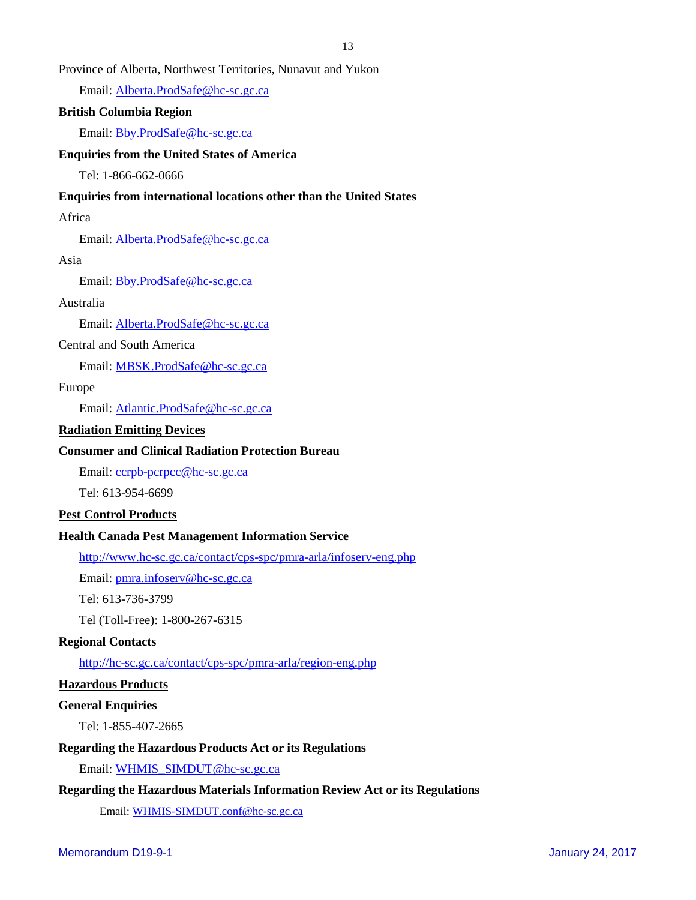Province of Alberta, Northwest Territories, Nunavut and Yukon

Email: [Alberta.ProdSafe@hc-sc.gc.ca](mailto:Alberta.ProdSafe@hc-sc.gc.ca)

**British Columbia Region**

Email: [Bby.ProdSafe@hc-sc.gc.ca](mailto:Bby.ProdSafe@hc-sc.gc.ca)

**Enquiries from the United States of America**

Tel: 1-866-662-0666

**Enquiries from international locations other than the United States**

Africa

Email: [Alberta.ProdSafe@hc-sc.gc.ca](mailto:Alberta.ProdSafe@hc-sc.gc.ca)

Asia

Email: [Bby.ProdSafe@hc-sc.gc.ca](mailto:Bby.ProdSafe@hc-sc.gc.ca)

Australia

Email: [Alberta.ProdSafe@hc-sc.gc.ca](mailto:Alberta.ProdSafe@hc-sc.gc.ca)

Central and South America

Email: [MBSK.ProdSafe@hc-sc.gc.ca](mailto:MBSK.ProdSafe@hc-sc.gc.ca)

Europe

Email: [Atlantic.ProdSafe@hc-sc.gc.ca](mailto:Atlantic.ProdSafe@hc-sc.gc.ca)

**Radiation Emitting Devices**

**Consumer and Clinical Radiation Protection Bureau**

Email: [ccrpb-pcrpcc@hc-sc.gc.ca](mailto:ccrpb-pcrpcc@hc-sc.gc.ca)

Tel: 613-954-6699

**Pest Control Products**

**Health Canada Pest Management Information Service**

[http://www.hc-sc.gc.ca/contact/cps-spc/pmra-arla/infoserv-eng.php](http://www.hc-sc.gc.ca/contact/cps-spc/pmra-arla/infoserv-eng.php)

Email: [pmra.infoserv@hc-sc.gc.ca](mailto:pmra.infoserv@hc-sc.gc.ca)

Tel: 613-736-3799

Tel (Toll-Free): 1-800-267-6315

**Regional Contacts**

[http://hc-sc.gc.ca/contact/cps-spc/pmra-arla/region-eng.php](http://hc-sc.gc.ca/contact/cps-spc/pmra-arla/region-eng.php)

**Hazardous Products**

**General Enquiries**

Tel: 1-855-407-2665

**Regarding the Hazardous Products Act or its Regulations**

Email: [WHMIS_SIMDUT@hc-sc.gc.ca](mailto:WHMIS_SIMDUT@hc-sc.gc.ca)

**Regarding the Hazardous Materials Information Review Act or its Regulations**

Email: [WHMIS-SIMDUT.conf@hc-sc.gc.ca](mailto:WHMIS-SIMDUT.conf@hc-sc.gc.ca)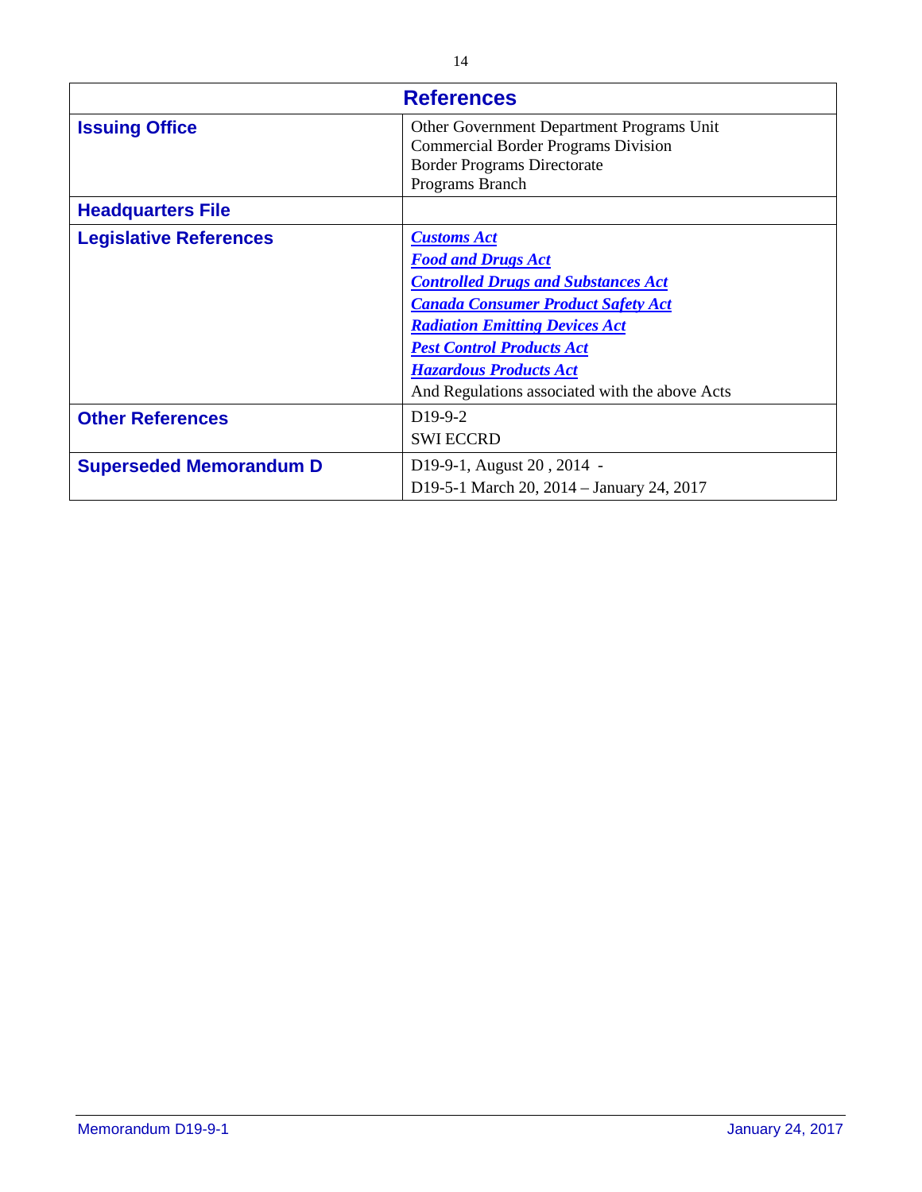| References | |
|---|---|
| **Issuing Office** | Other Government Department Programs Unit<br>Commercial Border Programs Division<br>Border Programs Directorate<br>Programs Branch |
| **Headquarters File** | |
| **Legislative References** | ***Customs Act***<br>***Food and Drugs Act***<br>***Controlled Drugs and Substances Act***<br>***Canada Consumer Product Safety Act***<br>***Radiation Emitting Devices Act***<br>***Pest Control Products Act***<br>***Hazardous Products Act***<br>And Regulations associated with the above Acts |
| **Other References** | D19-9-2<br>SWI ECCRD |
| **Superseded Memorandum D** | D19-9-1, August 20 , 2014 -<br>D19-5-1 March 20, 2014 – January 24, 2017 |